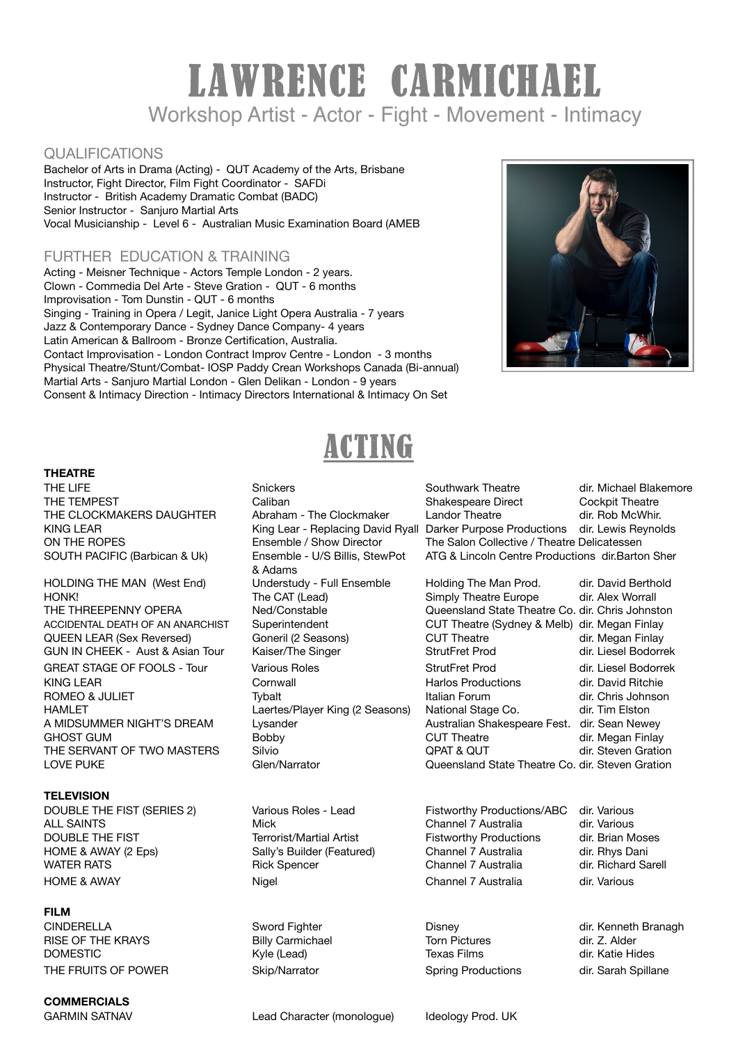# LAWRENCE CARMICHAEL

Workshop Artist - Actor - Fight - Movement - Intimacy

## QUALIFICATIONS

Bachelor of Arts in Drama (Acting) - QUT Academy of the Arts, Brisbane
Instructor, Fight Director, Film Fight Coordinator - SAFDi
Instructor - British Academy Dramatic Combat (BADC)
Senior Instructor - Sanjuro Martial Arts
Vocal Musicianship - Level 6 - Australian Music Examination Board (AMEB

## FURTHER EDUCATION & TRAINING

Acting - Meisner Technique - Actors Temple London - 2 years.
Clown - Commedia Del Arte - Steve Gration - QUT - 6 months
Improvisation - Tom Dunstin - QUT - 6 months
Singing - Training in Opera / Legit, Janice Light Opera Australia - 7 years
Jazz & Contemporary Dance - Sydney Dance Company- 4 years
Latin American & Ballroom - Bronze Certification, Australia.
Contact Improvisation - London Contract Improv Centre - London - 3 months
Physical Theatre/Stunt/Combat- IOSP Paddy Crean Workshops Canada (Bi-annual)
Martial Arts - Sanjuro Martial London - Glen Delikan - London - 9 years
Consent & Intimacy Direction - Intimacy Directors International & Intimacy On Set

# ACTING

### THEATRE

| | | | |
|---|---|---|---|
| THE LIFE | Snickers | Southwark Theatre | dir. Michael Blakemore |
| THE TEMPEST | Caliban | Shakespeare Direct | Cockpit Theatre |
| THE CLOCKMAKERS DAUGHTER | Abraham - The Clockmaker | Landor Theatre | dir. Rob McWhir. |
| KING LEAR | King Lear - Replacing David Ryall | Darker Purpose Productions | dir. Lewis Reynolds |
| ON THE ROPES | Ensemble / Show Director | The Salon Collective / Theatre Delicatessen | |
| SOUTH PACIFIC (Barbican & Uk) | Ensemble - U/S Billis, StewPot & Adams | ATG & Lincoln Centre Productions | dir.Barton Sher |
| HOLDING THE MAN (West End) | Understudy - Full Ensemble | Holding The Man Prod. | dir. David Berthold |
| HONK! | The CAT (Lead) | Simply Theatre Europe | dir. Alex Worrall |
| THE THREEPENNY OPERA | Ned/Constable | Queensland State Theatre Co. | dir. Chris Johnston |
| ACCIDENTAL DEATH OF AN ANARCHIST | Superintendent | CUT Theatre (Sydney & Melb) | dir. Megan Finlay |
| QUEEN LEAR (Sex Reversed) | Goneril (2 Seasons) | CUT Theatre | dir. Megan Finlay |
| GUN IN CHEEK - Aust & Asian Tour | Kaiser/The Singer | StrutFret Prod | dir. Liesel Bodorrek |
| GREAT STAGE OF FOOLS - Tour | Various Roles | StrutFret Prod | dir. Liesel Bodorrek |
| KING LEAR | Cornwall | Harlos Productions | dir. David Ritchie |
| ROMEO & JULIET | Tybalt | Italian Forum | dir. Chris Johnson |
| HAMLET | Laertes/Player King (2 Seasons) | National Stage Co. | dir. Tim Elston |
| A MIDSUMMER NIGHT'S DREAM | Lysander | Australian Shakespeare Fest. | dir. Sean Newey |
| GHOST GUM | Bobby | CUT Theatre | dir. Megan Finlay |
| THE SERVANT OF TWO MASTERS | Silvio | QPAT & QUT | dir. Steven Gration |
| LOVE PUKE | Glen/Narrator | Queensland State Theatre Co. | dir. Steven Gration |

### TELEVISION

| | | | |
|---|---|---|---|
| DOUBLE THE FIST (SERIES 2) | Various Roles - Lead | Fistworthy Productions/ABC | dir. Various |
| ALL SAINTS | Mick | Channel 7 Australia | dir. Various |
| DOUBLE THE FIST | Terrorist/Martial Artist | Fistworthy Productions | dir. Brian Moses |
| HOME & AWAY (2 Eps) | Sally's Builder (Featured) | Channel 7 Australia | dir. Rhys Dani |
| WATER RATS | Rick Spencer | Channel 7 Australia | dir. Richard Sarell |
| HOME & AWAY | Nigel | Channel 7 Australia | dir. Various |

### FILM

| | | | |
|---|---|---|---|
| CINDERELLA | Sword Fighter | Disney | dir. Kenneth Branagh |
| RISE OF THE KRAYS | Billy Carmichael | Torn Pictures | dir. Z. Alder |
| DOMESTIC | Kyle (Lead) | Texas Films | dir. Katie Hides |
| THE FRUITS OF POWER | Skip/Narrator | Spring Productions | dir. Sarah Spillane |

### COMMERCIALS

| | | | |
|---|---|---|---|
| GARMIN SATNAV | Lead Character (monologue) | Ideology Prod. UK | |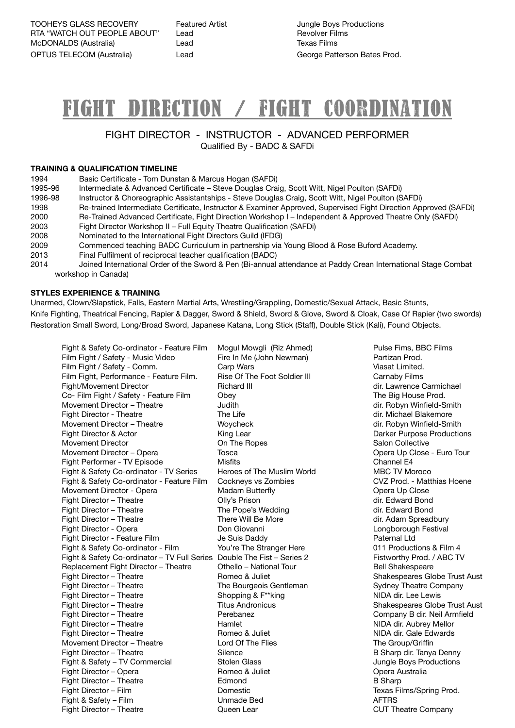| | | |
|---|---|---|
| TOOHEYS GLASS RECOVERY | Featured Artist | Jungle Boys Productions |
| RTA "WATCH OUT PEOPLE ABOUT" | Lead | Revolver Films |
| McDONALDS (Australia) | Lead | Texas Films |
| OPTUS TELECOM (Australia) | Lead | George Patterson Bates Prod. |

# FIGHT DIRECTION / FIGHT COORDINATION

## FIGHT DIRECTOR - INSTRUCTOR - ADVANCED PERFORMER

Qualified By - BADC & SAFDi

### TRAINING & QUALIFICATION TIMELINE

- 1994 Basic Certificate - Tom Dunstan & Marcus Hogan (SAFDi)
- 1995-96 Intermediate & Advanced Certificate – Steve Douglas Craig, Scott Witt, Nigel Poulton (SAFDi)
- 1996-98 Instructor & Choreographic Assistantships - Steve Douglas Craig, Scott Witt, Nigel Poulton (SAFDi)
- 1998 Re-trained Intermediate Certificate, Instructor & Examiner Approved, Supervised Fight Direction Approved (SAFDi)
- 2000 Re-Trained Advanced Certificate, Fight Direction Workshop I – Independent & Approved Theatre Only (SAFDi)
- 2003 Fight Director Workshop II – Full Equity Theatre Qualification (SAFDi)
- 2008 Nominated to the International Fight Directors Guild (IFDG)
- 2009 Commenced teaching BADC Curriculum in partnership via Young Blood & Rose Buford Academy.
- 2013 Final Fulfilment of reciprocal teacher qualification (BADC)
- 2014 Joined International Order of the Sword & Pen (Bi-annual attendance at Paddy Crean International Stage Combat workshop in Canada)

### STYLES EXPERIENCE & TRAINING

Unarmed, Clown/Slapstick, Falls, Eastern Martial Arts, Wrestling/Grappling, Domestic/Sexual Attack, Basic Stunts, Knife Fighting, Theatrical Fencing, Rapier & Dagger, Sword & Shield, Sword & Glove, Sword & Cloak, Case Of Rapier (two swords) Restoration Small Sword, Long/Broad Sword, Japanese Katana, Long Stick (Staff), Double Stick (Kali), Found Objects.

| | | |
|---|---|---|
| Fight & Safety Co-ordinator - Feature Film | Mogul Mowgli (Riz Ahmed) | Pulse Fims, BBC Films |
| Film Fight / Safety - Music Video | Fire In Me (John Newman) | Partizan Prod. |
| Film Fight / Safety - Comm. | Carp Wars | Viasat Limited. |
| Film Fight, Performance - Feature Film. | Rise Of The Foot Soldier III | Carnaby Films |
| Fight/Movement Director | Richard III | dir. Lawrence Carmichael |
| Co- Film Fight / Safety - Feature Film | Obey | The Big House Prod. |
| Movement Director – Theatre | Judith | dir. Robyn Winfield-Smith |
| Fight Director - Theatre | The Life | dir. Michael Blakemore |
| Movement Director – Theatre | Woycheck | dir. Robyn Winfield-Smith |
| Fight Director & Actor | King Lear | Darker Purpose Productions |
| Movement Director | On The Ropes | Salon Collective |
| Movement Director – Opera | Tosca | Opera Up Close - Euro Tour |
| Fight Performer - TV Episode | Misfits | Channel E4 |
| Fight & Safety Co-ordinator - TV Series | Heroes of The Muslim World | MBC TV Moroco |
| Fight & Safety Co-ordinator - Feature Film | Cockneys vs Zombies | CVZ Prod. - Matthias Hoene |
| Movement Director - Opera | Madam Butterfly | Opera Up Close |
| Fight Director – Theatre | Olly's Prison | dir. Edward Bond |
| Fight Director – Theatre | The Pope's Wedding | dir. Edward Bond |
| Fight Director – Theatre | There Will Be More | dir. Adam Spreadbury |
| Fight Director - Opera | Don Giovanni | Longborough Festival |
| Fight Director - Feature Film | Je Suis Daddy | Paternal Ltd |
| Fight & Safety Co-ordinator - Film | You're The Stranger Here | 011 Productions & Film 4 |
| Fight & Safety Co-ordinator – TV Full Series | Double The Fist – Series 2 | Fistworthy Prod. / ABC TV |
| Replacement Fight Director – Theatre | Othello – National Tour | Bell Shakespeare |
| Fight Director – Theatre | Romeo & Juliet | Shakespeares Globe Trust Aust |
| Fight Director – Theatre | The Bourgeois Gentleman | Sydney Theatre Company |
| Fight Director – Theatre | Shopping & F**king | NIDA dir. Lee Lewis |
| Fight Director – Theatre | Titus Andronicus | Shakespeares Globe Trust Aust |
| Fight Director – Theatre | Perebanez | Company B dir. Neil Armfield |
| Fight Director – Theatre | Hamlet | NIDA dir. Aubrey Mellor |
| Fight Director – Theatre | Romeo & Juliet | NIDA dir. Gale Edwards |
| Movement Director – Theatre | Lord Of The Flies | The Group/Griffin |
| Fight Director – Theatre | Silence | B Sharp dir. Tanya Denny |
| Fight & Safety – TV Commercial | Stolen Glass | Jungle Boys Productions |
| Fight Director – Opera | Romeo & Juliet | Opera Australia |
| Fight Director – Theatre | Edmond | B Sharp |
| Fight Director – Film | Domestic | Texas Films/Spring Prod. |
| Fight & Safety – Film | Unmade Bed | AFTRS |
| Fight Director – Theatre | Queen Lear | CUT Theatre Company |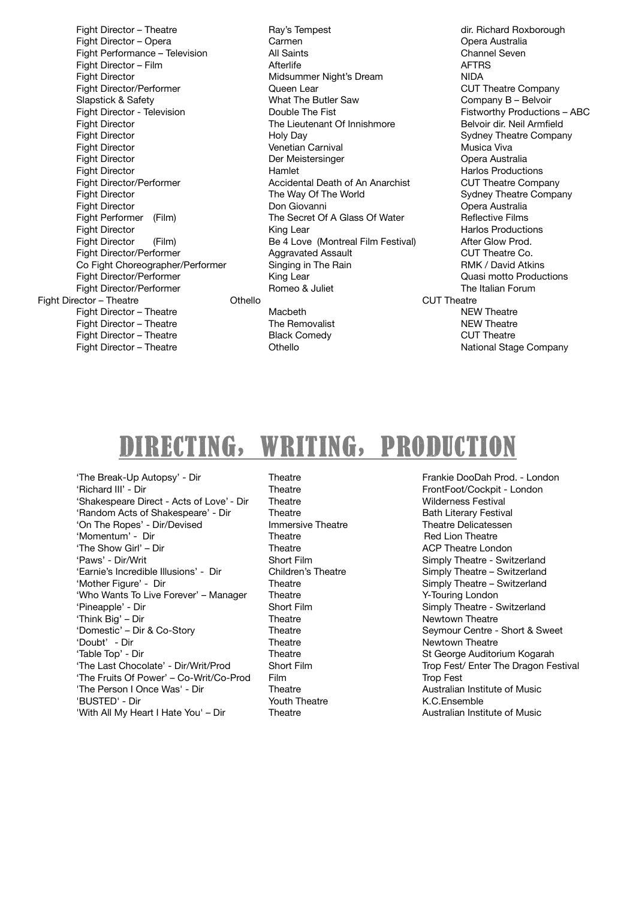| | | |
|---|---|---|
| Fight Director – Theatre | Ray's Tempest | dir. Richard Roxborough |
| Fight Director – Opera | Carmen | Opera Australia |
| Fight Performance – Television | All Saints | Channel Seven |
| Fight Director – Film | Afterlife | AFTRS |
| Fight Director | Midsummer Night's Dream | NIDA |
| Fight Director/Performer | Queen Lear | CUT Theatre Company |
| Slapstick & Safety | What The Butler Saw | Company B – Belvoir |
| Fight Director - Television | Double The Fist | Fistworthy Productions – ABC |
| Fight Director | The Lieutenant Of Innishmore | Belvoir dir. Neil Armfield |
| Fight Director | Holy Day | Sydney Theatre Company |
| Fight Director | Venetian Carnival | Musica Viva |
| Fight Director | Der Meistersinger | Opera Australia |
| Fight Director | Hamlet | Harlos Productions |
| Fight Director/Performer | Accidental Death of An Anarchist | CUT Theatre Company |
| Fight Director | The Way Of The World | Sydney Theatre Company |
| Fight Director | Don Giovanni | Opera Australia |
| Fight Performer (Film) | The Secret Of A Glass Of Water | Reflective Films |
| Fight Director | King Lear | Harlos Productions |
| Fight Director (Film) | Be 4 Love (Montreal Film Festival) | After Glow Prod. |
| Fight Director/Performer | Aggravated Assault | CUT Theatre Co. |
| Co Fight Choreographer/Performer | Singing in The Rain | RMK / David Atkins |
| Fight Director/Performer | King Lear | Quasi motto Productions |
| Fight Director/Performer | Romeo & Juliet | The Italian Forum |
| Fight Director – Theatre | Othello | CUT Theatre |
| Fight Director – Theatre | Macbeth | NEW Theatre |
| Fight Director – Theatre | The Removalist | NEW Theatre |
| Fight Director – Theatre | Black Comedy | CUT Theatre |
| Fight Director – Theatre | Othello | National Stage Company |

# DIRECTING, WRITING, PRODUCTION

| | | |
|---|---|---|
| 'The Break-Up Autopsy' - Dir | Theatre | Frankie DooDah Prod. - London |
| 'Richard III' - Dir | Theatre | FrontFoot/Cockpit - London |
| 'Shakespeare Direct - Acts of Love' - Dir | Theatre | Wilderness Festival |
| 'Random Acts of Shakespeare' - Dir | Theatre | Bath Literary Festival |
| 'On The Ropes' - Dir/Devised | Immersive Theatre | Theatre Delicatessen |
| 'Momentum' - Dir | Theatre | Red Lion Theatre |
| 'The Show Girl' – Dir | Theatre | ACP Theatre London |
| 'Paws' - Dir/Writ | Short Film | Simply Theatre - Switzerland |
| 'Earnie's Incredible Illusions' - Dir | Children's Theatre | Simply Theatre – Switzerland |
| 'Mother Figure' - Dir | Theatre | Simply Theatre – Switzerland |
| 'Who Wants To Live Forever' – Manager | Theatre | Y-Touring London |
| 'Pineapple' - Dir | Short Film | Simply Theatre - Switzerland |
| 'Think Big' – Dir | Theatre | Newtown Theatre |
| 'Domestic' – Dir & Co-Story | Theatre | Seymour Centre - Short & Sweet |
| 'Doubt' - Dir | Theatre | Newtown Theatre |
| 'Table Top' - Dir | Theatre | St George Auditorium Kogarah |
| 'The Last Chocolate' - Dir/Writ/Prod | Short Film | Trop Fest/ Enter The Dragon Festival |
| 'The Fruits Of Power' – Co-Writ/Co-Prod | Film | Trop Fest |
| 'The Person I Once Was' - Dir | Theatre | Australian Institute of Music |
| 'BUSTED' - Dir | Youth Theatre | K.C.Ensemble |
| 'With All My Heart I Hate You' – Dir | Theatre | Australian Institute of Music |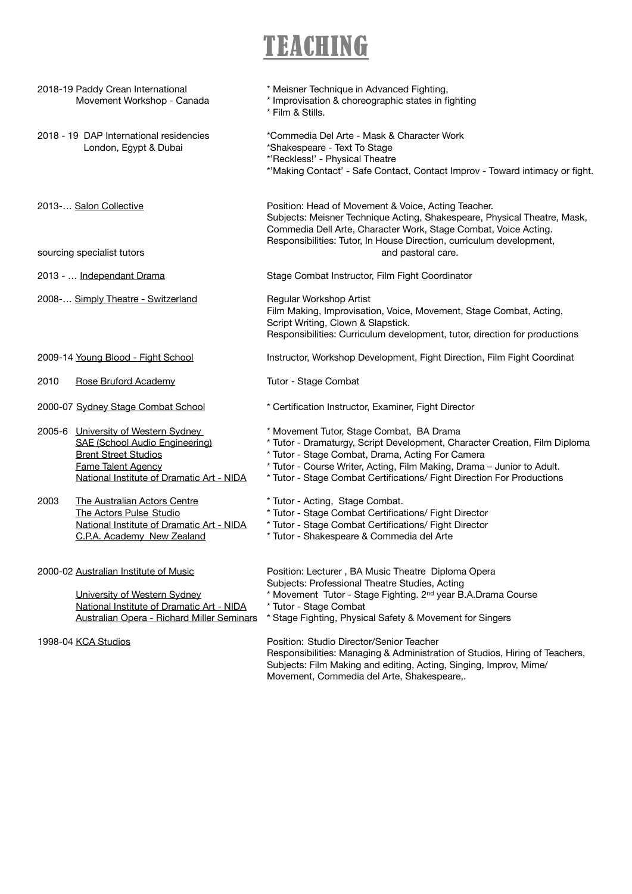# TEACHING

| | |
|---|---|
| 2018-19 Paddy Crean International Movement Workshop - Canada | * Meisner Technique in Advanced Fighting,<br>* Improvisation & choreographic states in fighting<br>* Film & Stills. |
| 2018 - 19 DAP International residencies London, Egypt & Dubai | *Commedia Del Arte - Mask & Character Work<br>*Shakespeare - Text To Stage<br>*'Reckless!' - Physical Theatre<br>*'Making Contact' - Safe Contact, Contact Improv - Toward intimacy or fight. |
| 2013-… Salon Collective | Position: Head of Movement & Voice, Acting Teacher.<br>Subjects: Meisner Technique Acting, Shakespeare, Physical Theatre, Mask, Commedia Dell Arte, Character Work, Stage Combat, Voice Acting.<br>Responsibilities: Tutor, In House Direction, curriculum development, sourcing specialist tutors and pastoral care. |
| 2013 - … Independant Drama | Stage Combat Instructor, Film Fight Coordinator |
| 2008-… Simply Theatre - Switzerland | Regular Workshop Artist<br>Film Making, Improvisation, Voice, Movement, Stage Combat, Acting, Script Writing, Clown & Slapstick.<br>Responsibilities: Curriculum development, tutor, direction for productions |
| 2009-14 Young Blood - Fight School | Instructor, Workshop Development, Fight Direction, Film Fight Coordinat |
| 2010 Rose Bruford Academy | Tutor - Stage Combat |
| 2000-07 Sydney Stage Combat School | * Certification Instructor, Examiner, Fight Director |
| 2005-6 University of Western Sydney<br>SAE (School Audio Engineering)<br>Brent Street Studios<br>Fame Talent Agency<br>National Institute of Dramatic Art - NIDA | * Movement Tutor, Stage Combat, BA Drama<br>* Tutor - Dramaturgy, Script Development, Character Creation, Film Diploma<br>* Tutor - Stage Combat, Drama, Acting For Camera<br>* Tutor - Course Writer, Acting, Film Making, Drama – Junior to Adult.<br>* Tutor - Stage Combat Certifications/ Fight Direction For Productions |
| 2003 The Australian Actors Centre<br>The Actors Pulse Studio<br>National Institute of Dramatic Art - NIDA<br>C.P.A. Academy New Zealand | * Tutor - Acting, Stage Combat.<br>* Tutor - Stage Combat Certifications/ Fight Director<br>* Tutor - Stage Combat Certifications/ Fight Director<br>* Tutor - Shakespeare & Commedia del Arte |
| 2000-02 Australian Institute of Music | Position: Lecturer , BA Music Theatre Diploma Opera<br>Subjects: Professional Theatre Studies, Acting |
| University of Western Sydney<br>National Institute of Dramatic Art - NIDA<br>Australian Opera - Richard Miller Seminars | * Movement Tutor - Stage Fighting. 2nd year B.A.Drama Course<br>* Tutor - Stage Combat<br>* Stage Fighting, Physical Safety & Movement for Singers |
| 1998-04 KCA Studios | Position: Studio Director/Senior Teacher<br>Responsibilities: Managing & Administration of Studios, Hiring of Teachers,<br>Subjects: Film Making and editing, Acting, Singing, Improv, Mime/ Movement, Commedia del Arte, Shakespeare,. |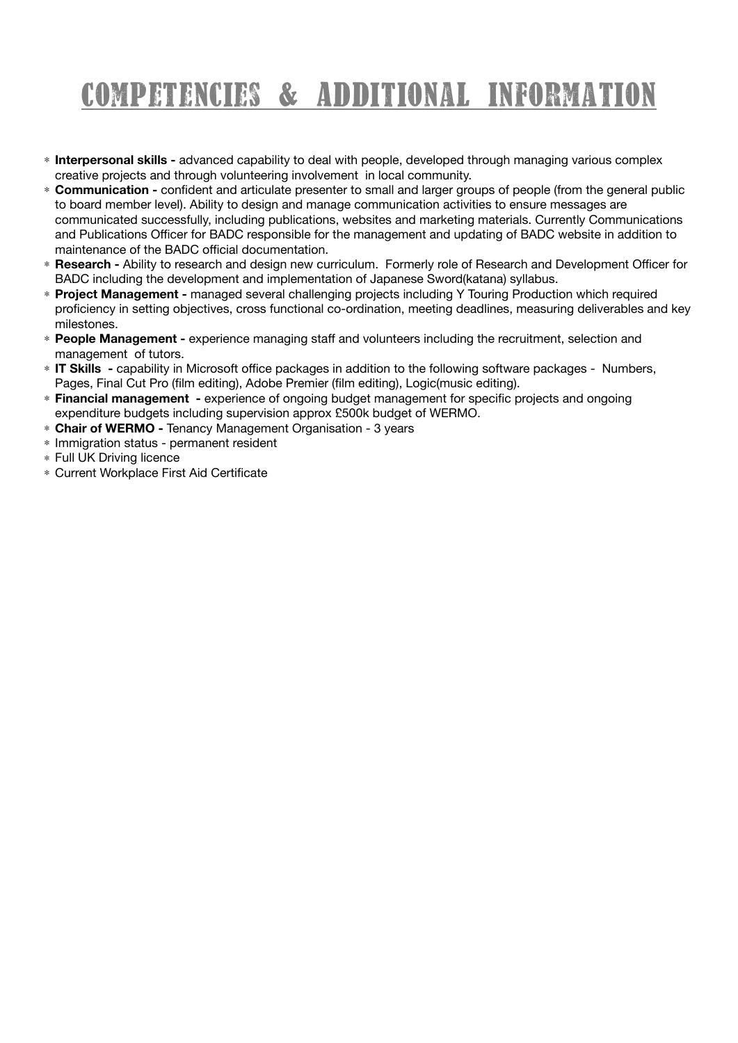# COMPETENCIES & ADDITIONAL INFORMATION

- **Interpersonal skills -** advanced capability to deal with people, developed through managing various complex creative projects and through volunteering involvement in local community.
- **Communication -** confident and articulate presenter to small and larger groups of people (from the general public to board member level). Ability to design and manage communication activities to ensure messages are communicated successfully, including publications, websites and marketing materials. Currently Communications and Publications Officer for BADC responsible for the management and updating of BADC website in addition to maintenance of the BADC official documentation.
- **Research -** Ability to research and design new curriculum. Formerly role of Research and Development Officer for BADC including the development and implementation of Japanese Sword(katana) syllabus.
- **Project Management -** managed several challenging projects including Y Touring Production which required proficiency in setting objectives, cross functional co-ordination, meeting deadlines, measuring deliverables and key milestones.
- **People Management -** experience managing staff and volunteers including the recruitment, selection and management of tutors.
- **IT Skills -** capability in Microsoft office packages in addition to the following software packages - Numbers, Pages, Final Cut Pro (film editing), Adobe Premier (film editing), Logic(music editing).
- **Financial management -** experience of ongoing budget management for specific projects and ongoing expenditure budgets including supervision approx £500k budget of WERMO.
- **Chair of WERMO -** Tenancy Management Organisation - 3 years
- Immigration status - permanent resident
- Full UK Driving licence
- Current Workplace First Aid Certificate